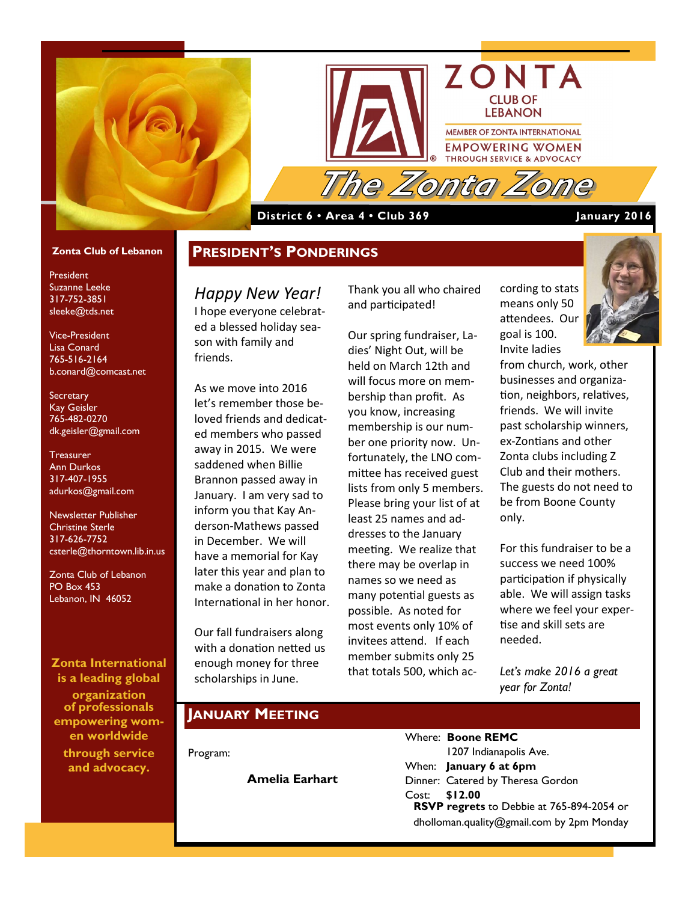# ZONTA

CLUB OF LEBANON

MEMBER OF ZONTA INTERNATIONAL

EMPOWERING WOMEN THROUGH SERVICE & ADVOCACY

# The Zonta Zone

**District 6 • Area 4 • Club 369** — **January 2016**

**Zonta Club of Lebanon**

President
Suzanne Leeke
317-752-3851
sleeke@tds.net

Vice-President
Lisa Conard
765-516-2164
b.conard@comcast.net

Secretary
Kay Geisler
765-482-0270
dk.geisler@gmail.com

Treasurer
Ann Durkos
317-407-1955
adurkos@gmail.com

Newsletter Publisher
Christine Sterle
317-626-7752
csterle@thorntown.lib.in.us

Zonta Club of Lebanon
PO Box 453
Lebanon, IN 46052

**Zonta International is a leading global organization of professionals empowering women worldwide through service and advocacy.**

## President's Ponderings

*Happy New Year!*

I hope everyone celebrated a blessed holiday season with family and friends.

As we move into 2016 let's remember those beloved friends and dedicated members who passed away in 2015. We were saddened when Billie Brannon passed away in January. I am very sad to inform you that Kay Anderson-Mathews passed in December. We will have a memorial for Kay later this year and plan to make a donation to Zonta International in her honor.

Our fall fundraisers along with a donation netted us enough money for three scholarships in June. Thank you all who chaired and participated!

Our spring fundraiser, Ladies' Night Out, will be held on March 12th and will focus more on membership than profit. As you know, increasing membership is our number one priority now. Unfortunately, the LNO committee has received guest lists from only 5 members. Please bring your list of at least 25 names and addresses to the January meeting. We realize that there may be overlap in names so we need as many potential guests as possible. As noted for most events only 10% of invitees attend. If each member submits only 25 that totals 500, which according to stats means only 50 attendees. Our goal is 100. Invite ladies from church, work, other businesses and organization, neighbors, relatives, friends. We will invite past scholarship winners, ex-Zontians and other Zonta clubs including Z Club and their mothers. The guests do not need to be from Boone County only.

For this fundraiser to be a success we need 100% participation if physically able. We will assign tasks where we feel your expertise and skill sets are needed.

*Let's make 2016 a great year for Zonta!*

## January Meeting

Program: **Amelia Earhart**

Where: **Boone REMC**
1207 Indianapolis Ave.
When: **January 6 at 6pm**
Dinner: Catered by Theresa Gordon
Cost: **$12.00**
**RSVP regrets** to Debbie at 765-894-2054 or dholloman.quality@gmail.com by 2pm Monday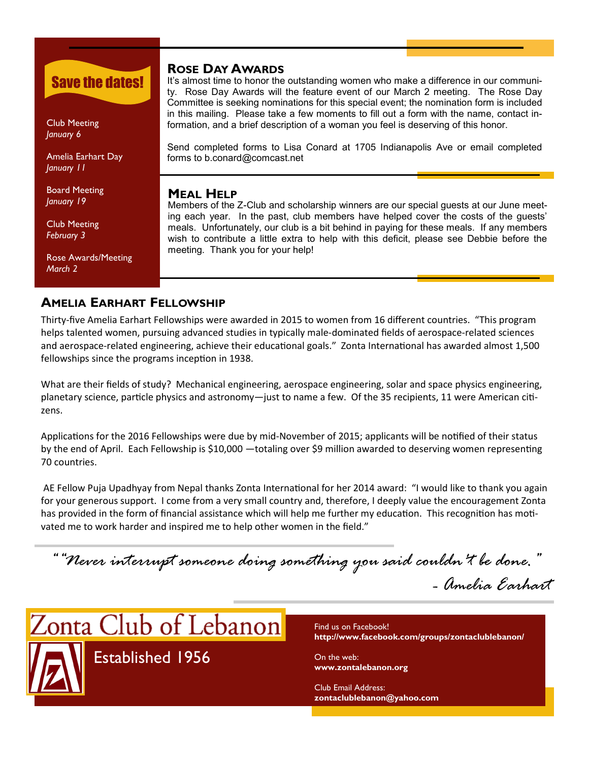## Save the dates!

Club Meeting
*January 6*

Amelia Earhart Day
*January 11*

Board Meeting
*January 19*

Club Meeting
*February 3*

Rose Awards/Meeting
*March 2*

## Rose Day Awards

It's almost time to honor the outstanding women who make a difference in our community. Rose Day Awards will the feature event of our March 2 meeting. The Rose Day Committee is seeking nominations for this special event; the nomination form is included in this mailing. Please take a few moments to fill out a form with the name, contact information, and a brief description of a woman you feel is deserving of this honor.

Send completed forms to Lisa Conard at 1705 Indianapolis Ave or email completed forms to b.conard@comcast.net

## Meal Help

Members of the Z-Club and scholarship winners are our special guests at our June meeting each year. In the past, club members have helped cover the costs of the guests' meals. Unfortunately, our club is a bit behind in paying for these meals. If any members wish to contribute a little extra to help with this deficit, please see Debbie before the meeting. Thank you for your help!

## Amelia Earhart Fellowship

Thirty-five Amelia Earhart Fellowships were awarded in 2015 to women from 16 different countries. "This program helps talented women, pursuing advanced studies in typically male-dominated fields of aerospace-related sciences and aerospace-related engineering, achieve their educational goals." Zonta International has awarded almost 1,500 fellowships since the programs inception in 1938.

What are their fields of study? Mechanical engineering, aerospace engineering, solar and space physics engineering, planetary science, particle physics and astronomy—just to name a few. Of the 35 recipients, 11 were American citizens.

Applications for the 2016 Fellowships were due by mid-November of 2015; applicants will be notified of their status by the end of April. Each Fellowship is $10,000 —totaling over $9 million awarded to deserving women representing 70 countries.

AE Fellow Puja Upadhyay from Nepal thanks Zonta International for her 2014 award: "I would like to thank you again for your generous support. I come from a very small country and, therefore, I deeply value the encouragement Zonta has provided in the form of financial assistance which will help me further my education. This recognition has motivated me to work harder and inspired me to help other women in the field."

*""Never interrupt someone doing something you said couldn't be done."*

*- Amelia Earhart*

**Zonta Club of Lebanon**

Established 1956

Find us on Facebook!
**http://www.facebook.com/groups/zontaclublebanon/**

On the web:
**www.zontalebanon.org**

Club Email Address:
**zontaclublebanon@yahoo.com**